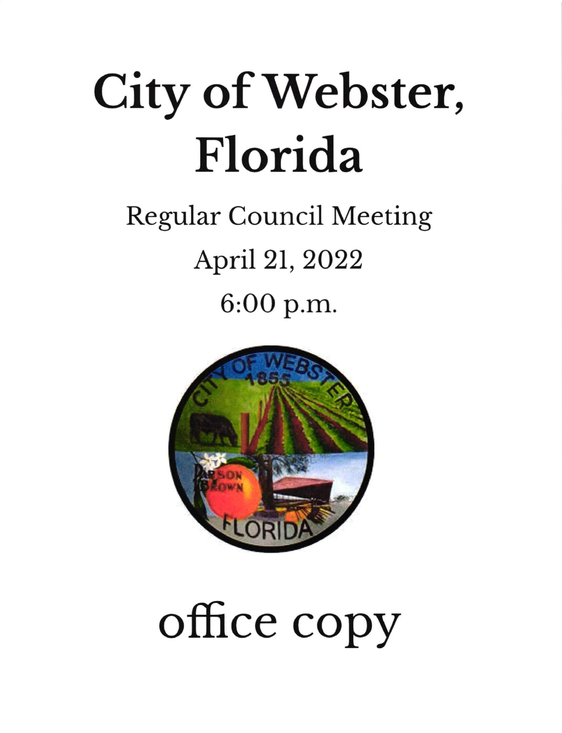# City of Webster, Florida

Regular Council Meeting

April 21, 2022

6:00 p.m.

office copy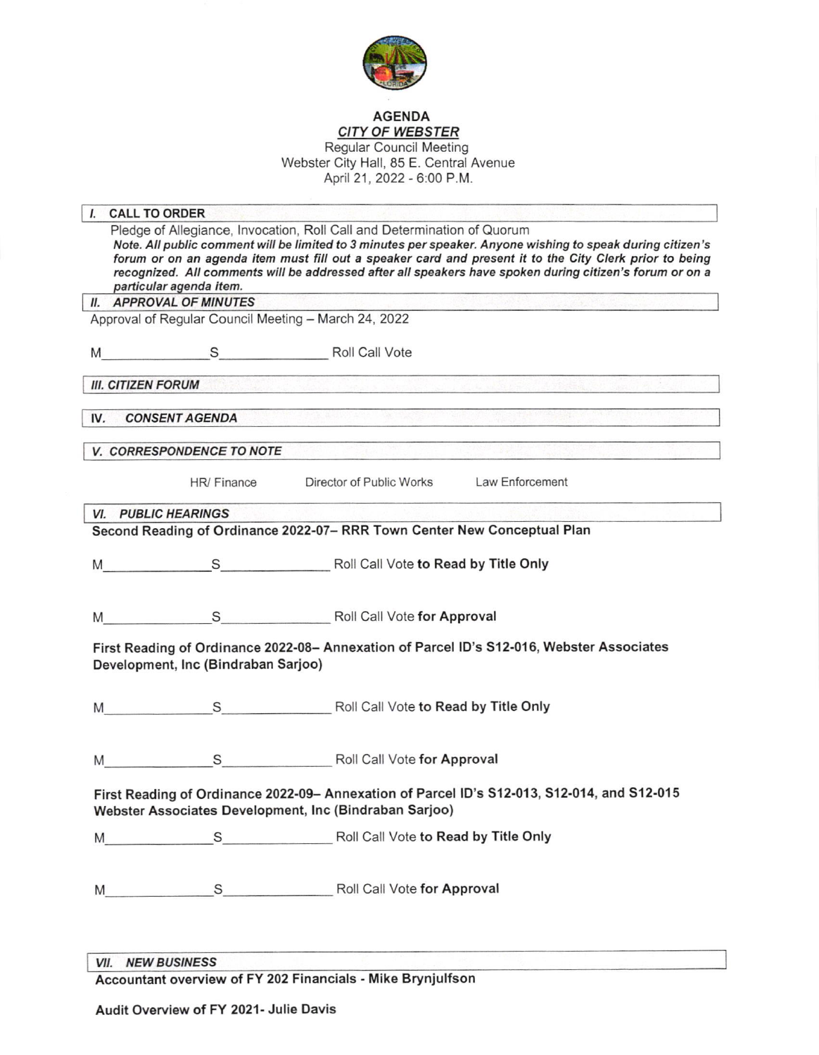# AGENDA

## *CITY OF WEBSTER*

Regular Council Meeting
Webster City Hall, 85 E. Central Avenue
April 21, 2022 - 6:00 P.M.

## I. CALL TO ORDER

Pledge of Allegiance, Invocation, Roll Call and Determination of Quorum

***Note. All public comment will be limited to 3 minutes per speaker. Anyone wishing to speak during citizen's forum or on an agenda item must fill out a speaker card and present it to the City Clerk prior to being recognized. All comments will be addressed after all speakers have spoken during citizen's forum or on a particular agenda item.***

## II. *APPROVAL OF MINUTES*

Approval of Regular Council Meeting – March 24, 2022

M______________ S______________ Roll Call Vote

## *III. CITIZEN FORUM*

## IV. *CONSENT AGENDA*

## *V. CORRESPONDENCE TO NOTE*

HR/ Finance    Director of Public Works    Law Enforcement

## *VI. PUBLIC HEARINGS*

**Second Reading of Ordinance 2022-07– RRR Town Center New Conceptual Plan**

M______________ S______________ Roll Call Vote **to Read by Title Only**

M______________ S______________ Roll Call Vote **for Approval**

**First Reading of Ordinance 2022-08– Annexation of Parcel ID's S12-016, Webster Associates Development, Inc (Bindraban Sarjoo)**

M______________ S______________ Roll Call Vote **to Read by Title Only**

M______________ S______________ Roll Call Vote **for Approval**

**First Reading of Ordinance 2022-09– Annexation of Parcel ID's S12-013, S12-014, and S12-015 Webster Associates Development, Inc (Bindraban Sarjoo)**

M______________ S______________ Roll Call Vote **to Read by Title Only**

M______________ S______________ Roll Call Vote **for Approval**

## *VII. NEW BUSINESS*

**Accountant overview of FY 202 Financials - Mike Brynjulfson**

**Audit Overview of FY 2021- Julie Davis**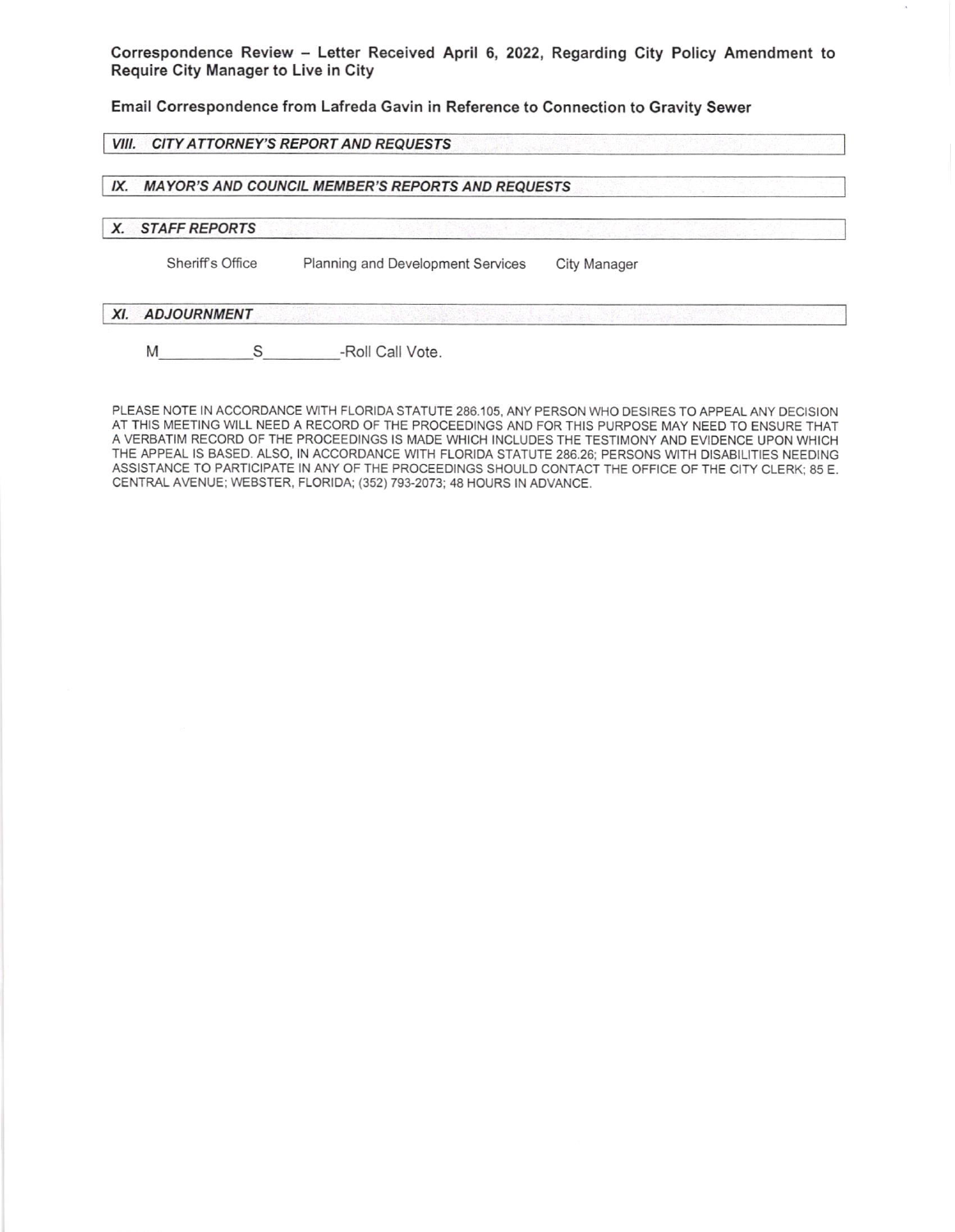**Correspondence Review – Letter Received April 6, 2022, Regarding City Policy Amendment to Require City Manager to Live in City**

**Email Correspondence from Lafreda Gavin in Reference to Connection to Gravity Sewer**

## *VIII. CITY ATTORNEY'S REPORT AND REQUESTS*

## *IX. MAYOR'S AND COUNCIL MEMBER'S REPORTS AND REQUESTS*

## *X. STAFF REPORTS*

Sheriff's Office        Planning and Development Services        City Manager

## *XI. ADJOURNMENT*

M__________ S__________ -Roll Call Vote.

PLEASE NOTE IN ACCORDANCE WITH FLORIDA STATUTE 286.105, ANY PERSON WHO DESIRES TO APPEAL ANY DECISION AT THIS MEETING WILL NEED A RECORD OF THE PROCEEDINGS AND FOR THIS PURPOSE MAY NEED TO ENSURE THAT A VERBATIM RECORD OF THE PROCEEDINGS IS MADE WHICH INCLUDES THE TESTIMONY AND EVIDENCE UPON WHICH THE APPEAL IS BASED. ALSO, IN ACCORDANCE WITH FLORIDA STATUTE 286.26; PERSONS WITH DISABILITIES NEEDING ASSISTANCE TO PARTICIPATE IN ANY OF THE PROCEEDINGS SHOULD CONTACT THE OFFICE OF THE CITY CLERK; 85 E. CENTRAL AVENUE; WEBSTER, FLORIDA; (352) 793-2073; 48 HOURS IN ADVANCE.